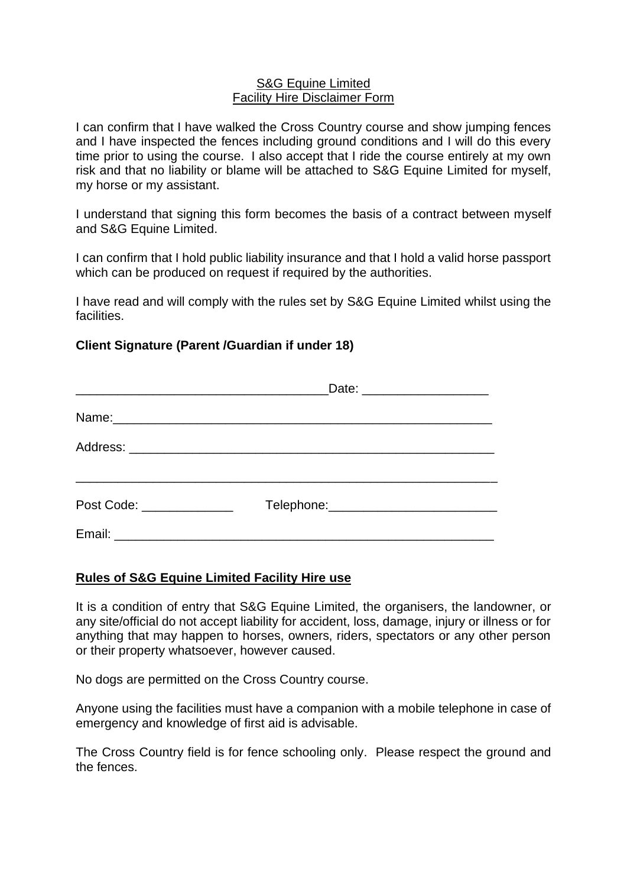<u>S&G Equine Limited</u>
<u>Facility Hire Disclaimer Form</u>

I can confirm that I have walked the Cross Country course and show jumping fences and I have inspected the fences including ground conditions and I will do this every time prior to using the course. I also accept that I ride the course entirely at my own risk and that no liability or blame will be attached to S&G Equine Limited for myself, my horse or my assistant.

I understand that signing this form becomes the basis of a contract between myself and S&G Equine Limited.

I can confirm that I hold public liability insurance and that I hold a valid horse passport which can be produced on request if required by the authorities.

I have read and will comply with the rules set by S&G Equine Limited whilst using the facilities.

**Client Signature (Parent /Guardian if under 18)**

___________________________________Date: _________________

Name:______________________________________________________

Address: ____________________________________________________

____________________________________________________________

Post Code: _____________ Telephone:________________________

Email: ______________________________________________________

**<u>Rules of S&G Equine Limited Facility Hire use</u>**

It is a condition of entry that S&G Equine Limited, the organisers, the landowner, or any site/official do not accept liability for accident, loss, damage, injury or illness or for anything that may happen to horses, owners, riders, spectators or any other person or their property whatsoever, however caused.

No dogs are permitted on the Cross Country course.

Anyone using the facilities must have a companion with a mobile telephone in case of emergency and knowledge of first aid is advisable.

The Cross Country field is for fence schooling only. Please respect the ground and the fences.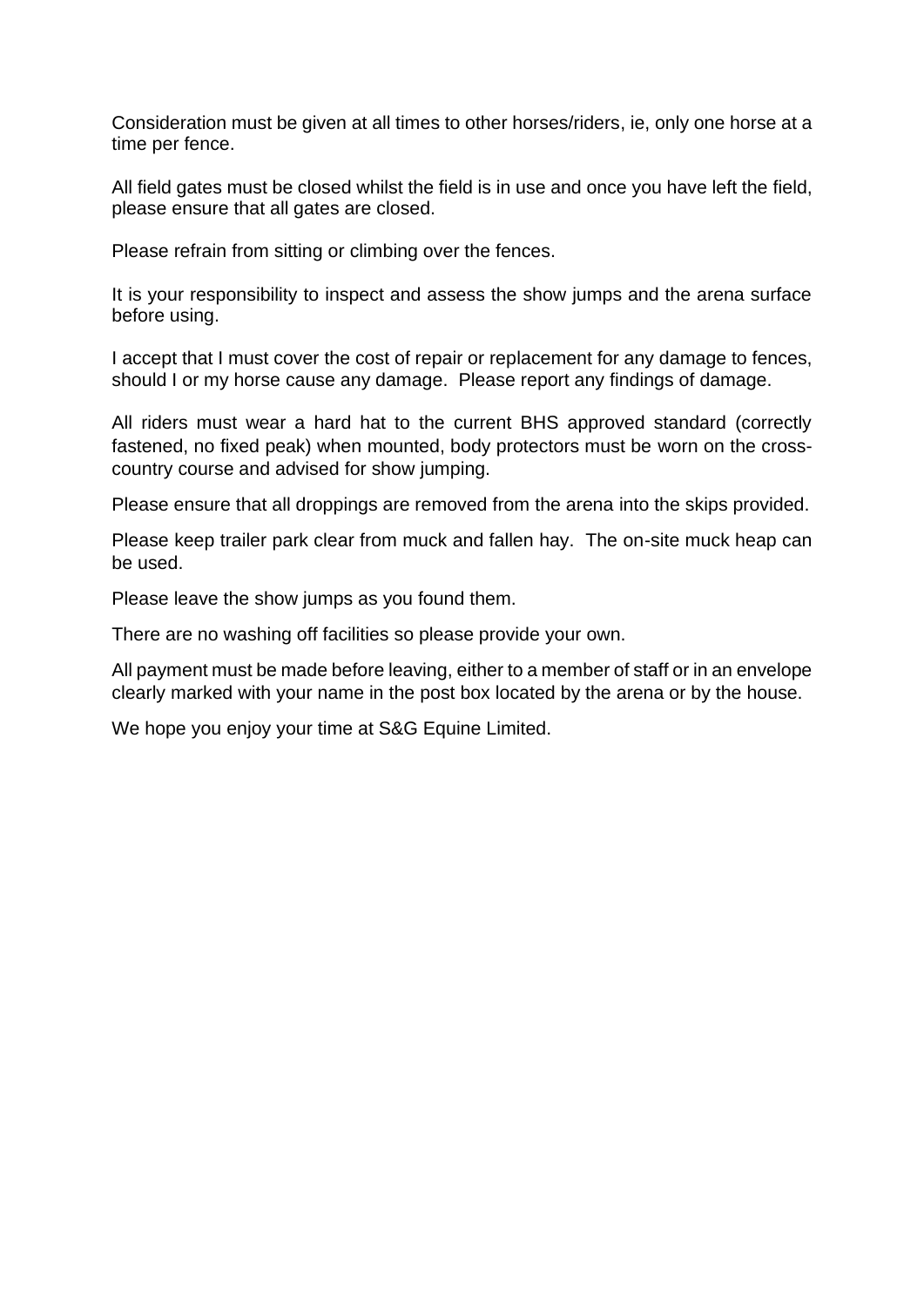Consideration must be given at all times to other horses/riders, ie, only one horse at a time per fence.

All field gates must be closed whilst the field is in use and once you have left the field, please ensure that all gates are closed.

Please refrain from sitting or climbing over the fences.

It is your responsibility to inspect and assess the show jumps and the arena surface before using.

I accept that I must cover the cost of repair or replacement for any damage to fences, should I or my horse cause any damage. Please report any findings of damage.

All riders must wear a hard hat to the current BHS approved standard (correctly fastened, no fixed peak) when mounted, body protectors must be worn on the cross-country course and advised for show jumping.

Please ensure that all droppings are removed from the arena into the skips provided.

Please keep trailer park clear from muck and fallen hay. The on-site muck heap can be used.

Please leave the show jumps as you found them.

There are no washing off facilities so please provide your own.

All payment must be made before leaving, either to a member of staff or in an envelope clearly marked with your name in the post box located by the arena or by the house.

We hope you enjoy your time at S&G Equine Limited.